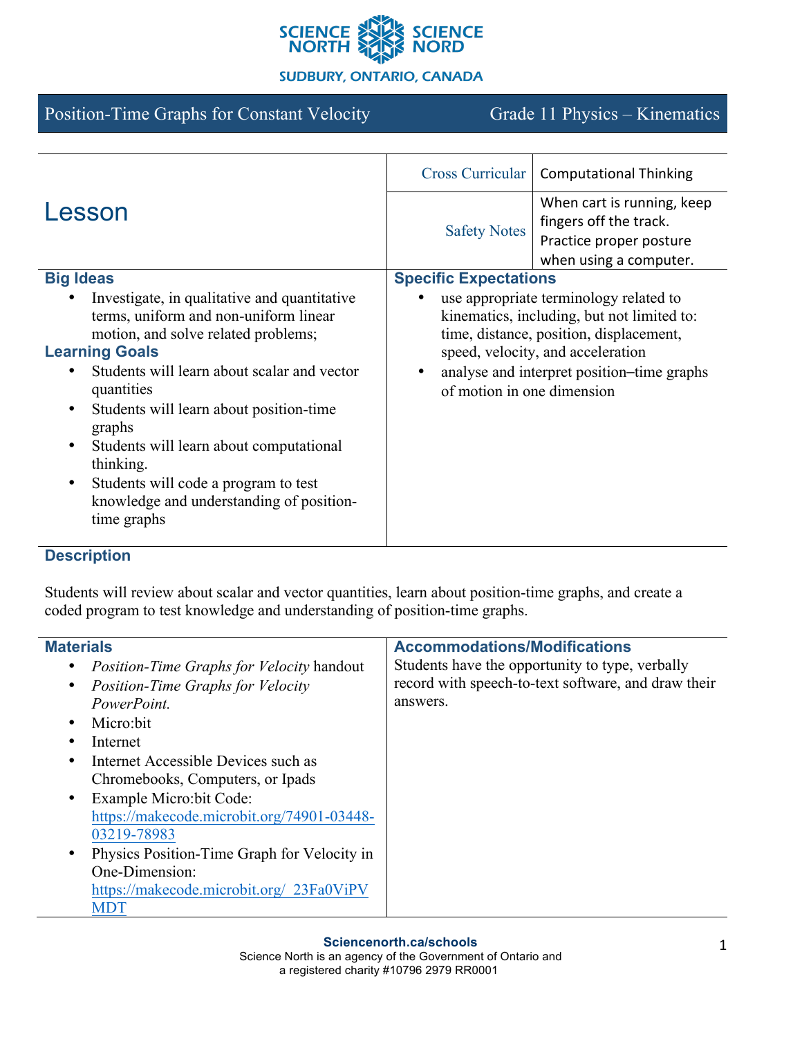SCIENCE NORTH SCIENCE NORD

SUDBURY, ONTARIO, CANADA

Position-Time Graphs for Constant Velocity — Grade 11 Physics – Kinematics

# Lesson

| | |
|---|---|
| Cross Curricular | Computational Thinking |
| Safety Notes | When cart is running, keep fingers off the track. Practice proper posture when using a computer. |

## Big Ideas

- Investigate, in qualitative and quantitative terms, uniform and non-uniform linear motion, and solve related problems;

## Learning Goals

- Students will learn about scalar and vector quantities
- Students will learn about position-time graphs
- Students will learn about computational thinking.
- Students will code a program to test knowledge and understanding of position-time graphs

## Specific Expectations

- use appropriate terminology related to kinematics, including, but not limited to: time, distance, position, displacement, speed, velocity, and acceleration
- analyse and interpret position–time graphs of motion in one dimension

## Description

Students will review about scalar and vector quantities, learn about position-time graphs, and create a coded program to test knowledge and understanding of position-time graphs.

## Materials

- *Position-Time Graphs for Velocity* handout
- *Position-Time Graphs for Velocity PowerPoint.*
- Micro:bit
- Internet
- Internet Accessible Devices such as Chromebooks, Computers, or Ipads
- Example Micro:bit Code: https://makecode.microbit.org/74901-03448-03219-78983
- Physics Position-Time Graph for Velocity in One-Dimension: https://makecode.microbit.org/_23Fa0ViPVMDT

## Accommodations/Modifications

Students have the opportunity to type, verbally record with speech-to-text software, and draw their answers.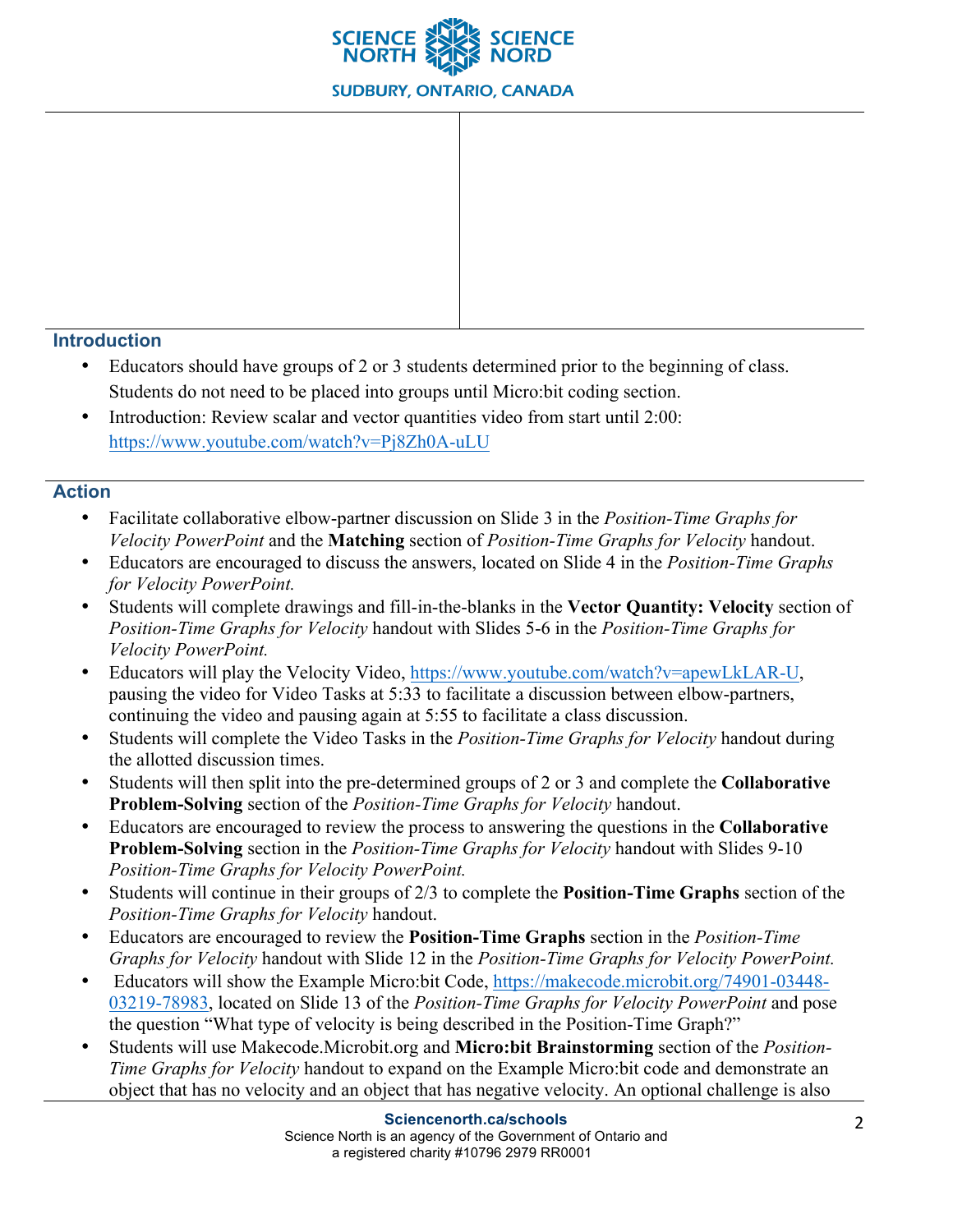## Introduction

- Educators should have groups of 2 or 3 students determined prior to the beginning of class. Students do not need to be placed into groups until Micro:bit coding section.
- Introduction: Review scalar and vector quantities video from start until 2:00: [https://www.youtube.com/watch?v=Pj8Zh0A-uLU](https://www.youtube.com/watch?v=Pj8Zh0A-uLU)

## Action

- Facilitate collaborative elbow-partner discussion on Slide 3 in the *Position-Time Graphs for Velocity PowerPoint* and the **Matching** section of *Position-Time Graphs for Velocity* handout.
- Educators are encouraged to discuss the answers, located on Slide 4 in the *Position-Time Graphs for Velocity PowerPoint.*
- Students will complete drawings and fill-in-the-blanks in the **Vector Quantity: Velocity** section of *Position-Time Graphs for Velocity* handout with Slides 5-6 in the *Position-Time Graphs for Velocity PowerPoint.*
- Educators will play the Velocity Video, [https://www.youtube.com/watch?v=apewLkLAR-U](https://www.youtube.com/watch?v=apewLkLAR-U), pausing the video for Video Tasks at 5:33 to facilitate a discussion between elbow-partners, continuing the video and pausing again at 5:55 to facilitate a class discussion.
- Students will complete the Video Tasks in the *Position-Time Graphs for Velocity* handout during the allotted discussion times.
- Students will then split into the pre-determined groups of 2 or 3 and complete the **Collaborative Problem-Solving** section of the *Position-Time Graphs for Velocity* handout.
- Educators are encouraged to review the process to answering the questions in the **Collaborative Problem-Solving** section in the *Position-Time Graphs for Velocity* handout with Slides 9-10 *Position-Time Graphs for Velocity PowerPoint.*
- Students will continue in their groups of 2/3 to complete the **Position-Time Graphs** section of the *Position-Time Graphs for Velocity* handout.
- Educators are encouraged to review the **Position-Time Graphs** section in the *Position-Time Graphs for Velocity* handout with Slide 12 in the *Position-Time Graphs for Velocity PowerPoint.*
- Educators will show the Example Micro:bit Code, [https://makecode.microbit.org/74901-03448-03219-78983](https://makecode.microbit.org/74901-03448-03219-78983), located on Slide 13 of the *Position-Time Graphs for Velocity PowerPoint* and pose the question "What type of velocity is being described in the Position-Time Graph?"
- Students will use Makecode.Microbit.org and **Micro:bit Brainstorming** section of the *Position-Time Graphs for Velocity* handout to expand on the Example Micro:bit code and demonstrate an object that has no velocity and an object that has negative velocity. An optional challenge is also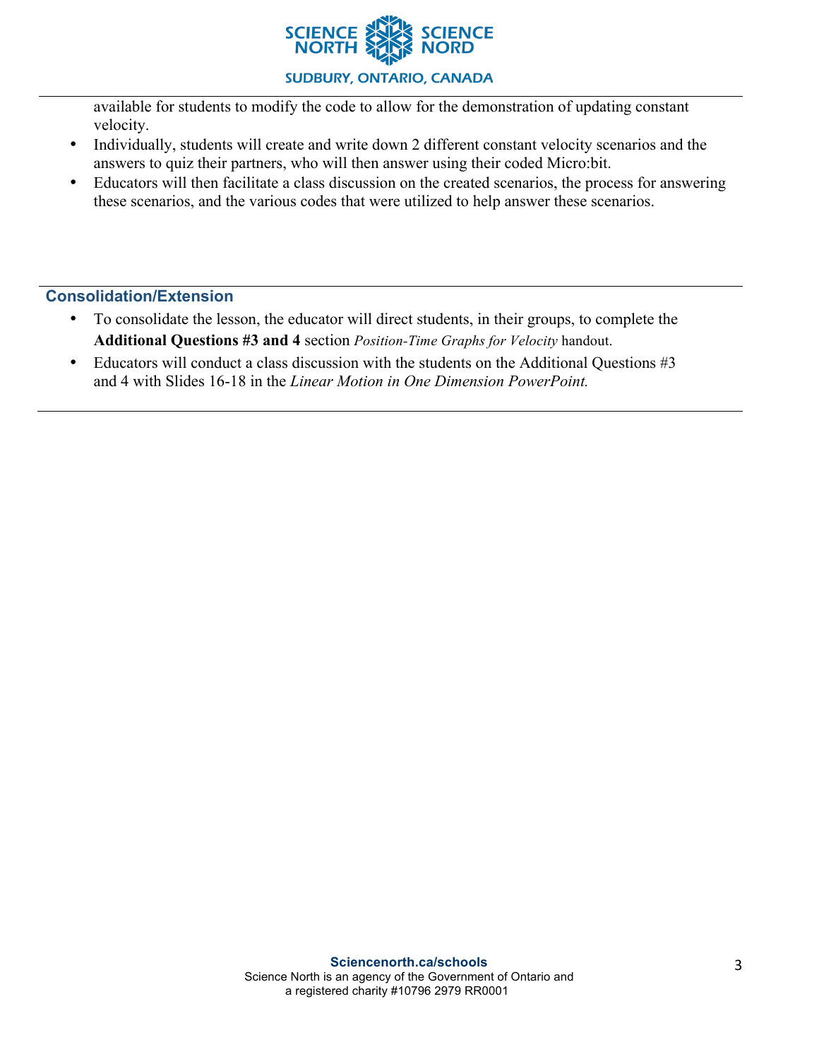available for students to modify the code to allow for the demonstration of updating constant velocity.

- Individually, students will create and write down 2 different constant velocity scenarios and the answers to quiz their partners, who will then answer using their coded Micro:bit.
- Educators will then facilitate a class discussion on the created scenarios, the process for answering these scenarios, and the various codes that were utilized to help answer these scenarios.

## Consolidation/Extension

- To consolidate the lesson, the educator will direct students, in their groups, to complete the **Additional Questions #3 and 4** section *Position-Time Graphs for Velocity* handout.
- Educators will conduct a class discussion with the students on the Additional Questions #3 and 4 with Slides 16-18 in the *Linear Motion in One Dimension PowerPoint.*